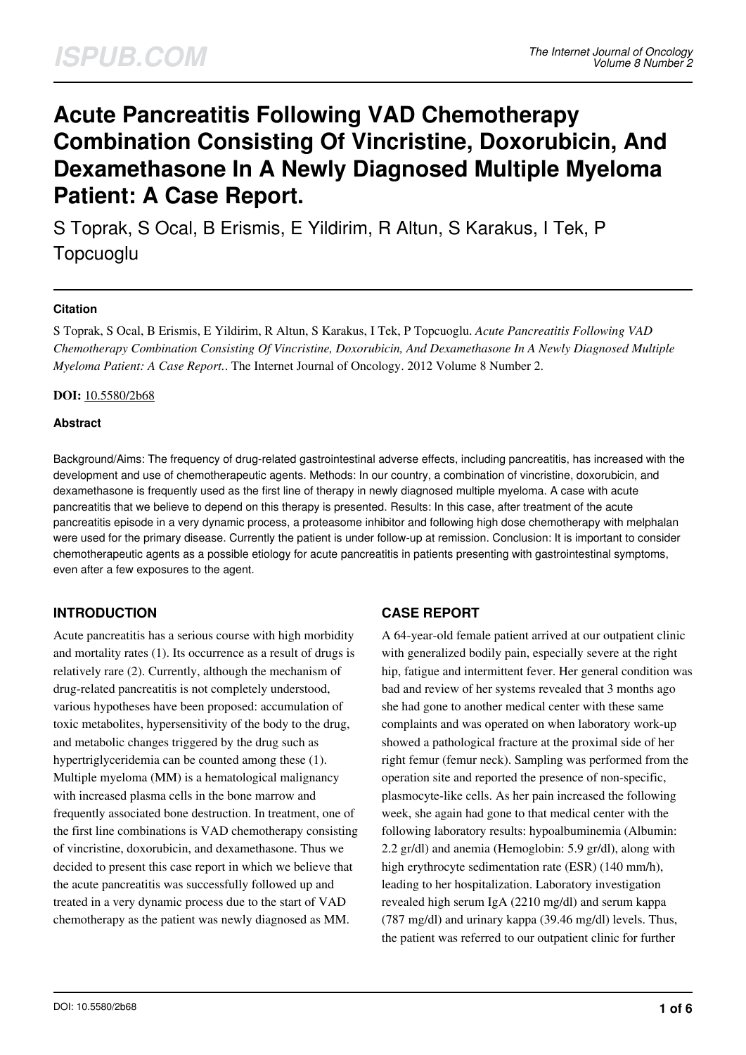# Acute Pancreatitis Following VAD Chemotherapy Combination Consisting Of Vincristine, Doxorubicin, And Dexamethasone In A Newly Diagnosed Multiple Myeloma Patient: A Case Report.

S Toprak, S Ocal, B Erismis, E Yildirim, R Altun, S Karakus, I Tek, P Topcuoglu

### Citation

S Toprak, S Ocal, B Erismis, E Yildirim, R Altun, S Karakus, I Tek, P Topcuoglu. *Acute Pancreatitis Following VAD Chemotherapy Combination Consisting Of Vincristine, Doxorubicin, And Dexamethasone In A Newly Diagnosed Multiple Myeloma Patient: A Case Report.*. The Internet Journal of Oncology. 2012 Volume 8 Number 2.

**DOI:** 10.5580/2b68

### Abstract

Background/Aims: The frequency of drug-related gastrointestinal adverse effects, including pancreatitis, has increased with the development and use of chemotherapeutic agents. Methods: In our country, a combination of vincristine, doxorubicin, and dexamethasone is frequently used as the first line of therapy in newly diagnosed multiple myeloma. A case with acute pancreatitis that we believe to depend on this therapy is presented. Results: In this case, after treatment of the acute pancreatitis episode in a very dynamic process, a proteasome inhibitor and following high dose chemotherapy with melphalan were used for the primary disease. Currently the patient is under follow-up at remission. Conclusion: It is important to consider chemotherapeutic agents as a possible etiology for acute pancreatitis in patients presenting with gastrointestinal symptoms, even after a few exposures to the agent.

## INTRODUCTION

Acute pancreatitis has a serious course with high morbidity and mortality rates (1). Its occurrence as a result of drugs is relatively rare (2). Currently, although the mechanism of drug-related pancreatitis is not completely understood, various hypotheses have been proposed: accumulation of toxic metabolites, hypersensitivity of the body to the drug, and metabolic changes triggered by the drug such as hypertriglyceridemia can be counted among these (1). Multiple myeloma (MM) is a hematological malignancy with increased plasma cells in the bone marrow and frequently associated bone destruction. In treatment, one of the first line combinations is VAD chemotherapy consisting of vincristine, doxorubicin, and dexamethasone. Thus we decided to present this case report in which we believe that the acute pancreatitis was successfully followed up and treated in a very dynamic process due to the start of VAD chemotherapy as the patient was newly diagnosed as MM.

## CASE REPORT

A 64-year-old female patient arrived at our outpatient clinic with generalized bodily pain, especially severe at the right hip, fatigue and intermittent fever. Her general condition was bad and review of her systems revealed that 3 months ago she had gone to another medical center with these same complaints and was operated on when laboratory work-up showed a pathological fracture at the proximal side of her right femur (femur neck). Sampling was performed from the operation site and reported the presence of non-specific, plasmocyte-like cells. As her pain increased the following week, she again had gone to that medical center with the following laboratory results: hypoalbuminemia (Albumin: 2.2 gr/dl) and anemia (Hemoglobin: 5.9 gr/dl), along with high erythrocyte sedimentation rate (ESR) (140 mm/h), leading to her hospitalization. Laboratory investigation revealed high serum IgA (2210 mg/dl) and serum kappa (787 mg/dl) and urinary kappa (39.46 mg/dl) levels. Thus, the patient was referred to our outpatient clinic for further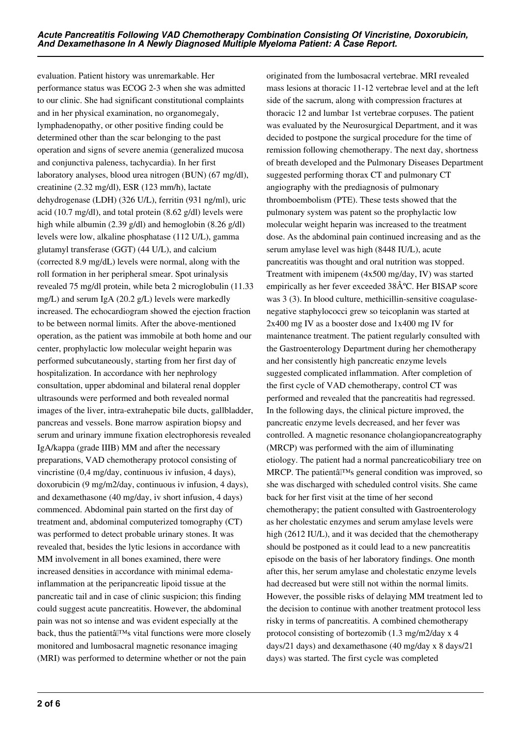evaluation. Patient history was unremarkable. Her performance status was ECOG 2-3 when she was admitted to our clinic. She had significant constitutional complaints and in her physical examination, no organomegaly, lymphadenopathy, or other positive finding could be determined other than the scar belonging to the past operation and signs of severe anemia (generalized mucosa and conjunctiva paleness, tachycardia). In her first laboratory analyses, blood urea nitrogen (BUN) (67 mg/dl), creatinine (2.32 mg/dl), ESR (123 mm/h), lactate dehydrogenase (LDH) (326 U/L), ferritin (931 ng/ml), uric acid (10.7 mg/dl), and total protein (8.62 g/dl) levels were high while albumin (2.39 g/dl) and hemoglobin (8.26 g/dl) levels were low, alkaline phosphatase (112 U/L), gamma glutamyl transferase (GGT) (44 U/L), and calcium (corrected 8.9 mg/dL) levels were normal, along with the roll formation in her peripheral smear. Spot urinalysis revealed 75 mg/dl protein, while beta 2 microglobulin (11.33 mg/L) and serum IgA (20.2 g/L) levels were markedly increased. The echocardiogram showed the ejection fraction to be between normal limits. After the above-mentioned operation, as the patient was immobile at both home and our center, prophylactic low molecular weight heparin was performed subcutaneously, starting from her first day of hospitalization. In accordance with her nephrology consultation, upper abdominal and bilateral renal doppler ultrasounds were performed and both revealed normal images of the liver, intra-extrahepatic bile ducts, gallbladder, pancreas and vessels. Bone marrow aspiration biopsy and serum and urinary immune fixation electrophoresis revealed IgA/kappa (grade IIIB) MM and after the necessary preparations, VAD chemotherapy protocol consisting of vincristine (0,4 mg/day, continuous iv infusion, 4 days), doxorubicin (9 mg/m2/day, continuous iv infusion, 4 days), and dexamethasone (40 mg/day, iv short infusion, 4 days) commenced. Abdominal pain started on the first day of treatment and, abdominal computerized tomography (CT) was performed to detect probable urinary stones. It was revealed that, besides the lytic lesions in accordance with MM involvement in all bones examined, there were increased densities in accordance with minimal edema-inflammation at the peripancreatic lipoid tissue at the pancreatic tail and in case of clinic suspicion; this finding could suggest acute pancreatitis. However, the abdominal pain was not so intense and was evident especially at the back, thus the patientâ€™s vital functions were more closely monitored and lumbosacral magnetic resonance imaging (MRI) was performed to determine whether or not the pain originated from the lumbosacral vertebrae. MRI revealed mass lesions at thoracic 11-12 vertebrae level and at the left side of the sacrum, along with compression fractures at thoracic 12 and lumbar 1st vertebrae corpuses. The patient was evaluated by the Neurosurgical Department, and it was decided to postpone the surgical procedure for the time of remission following chemotherapy. The next day, shortness of breath developed and the Pulmonary Diseases Department suggested performing thorax CT and pulmonary CT angiography with the prediagnosis of pulmonary thromboembolism (PTE). These tests showed that the pulmonary system was patent so the prophylactic low molecular weight heparin was increased to the treatment dose. As the abdominal pain continued increasing and as the serum amylase level was high (8448 IU/L), acute pancreatitis was thought and oral nutrition was stopped. Treatment with imipenem (4x500 mg/day, IV) was started empirically as her fever exceeded 38Â°C. Her BISAP score was 3 (3). In blood culture, methicillin-sensitive coagulase-negative staphylococci grew so teicoplanin was started at 2x400 mg IV as a booster dose and 1x400 mg IV for maintenance treatment. The patient regularly consulted with the Gastroenterology Department during her chemotherapy and her consistently high pancreatic enzyme levels suggested complicated inflammation. After completion of the first cycle of VAD chemotherapy, control CT was performed and revealed that the pancreatitis had regressed. In the following days, the clinical picture improved, the pancreatic enzyme levels decreased, and her fever was controlled. A magnetic resonance cholangiopancreatography (MRCP) was performed with the aim of illuminating etiology. The patient had a normal pancreaticobiliary tree on MRCP. The patientâ€™s general condition was improved, so she was discharged with scheduled control visits. She came back for her first visit at the time of her second chemotherapy; the patient consulted with Gastroenterology as her cholestatic enzymes and serum amylase levels were high (2612 IU/L), and it was decided that the chemotherapy should be postponed as it could lead to a new pancreatitis episode on the basis of her laboratory findings. One month after this, her serum amylase and cholestatic enzyme levels had decreased but were still not within the normal limits. However, the possible risks of delaying MM treatment led to the decision to continue with another treatment protocol less risky in terms of pancreatitis. A combined chemotherapy protocol consisting of bortezomib (1.3 mg/m2/day x 4 days/21 days) and dexamethasone (40 mg/day x 8 days/21 days) was started. The first cycle was completed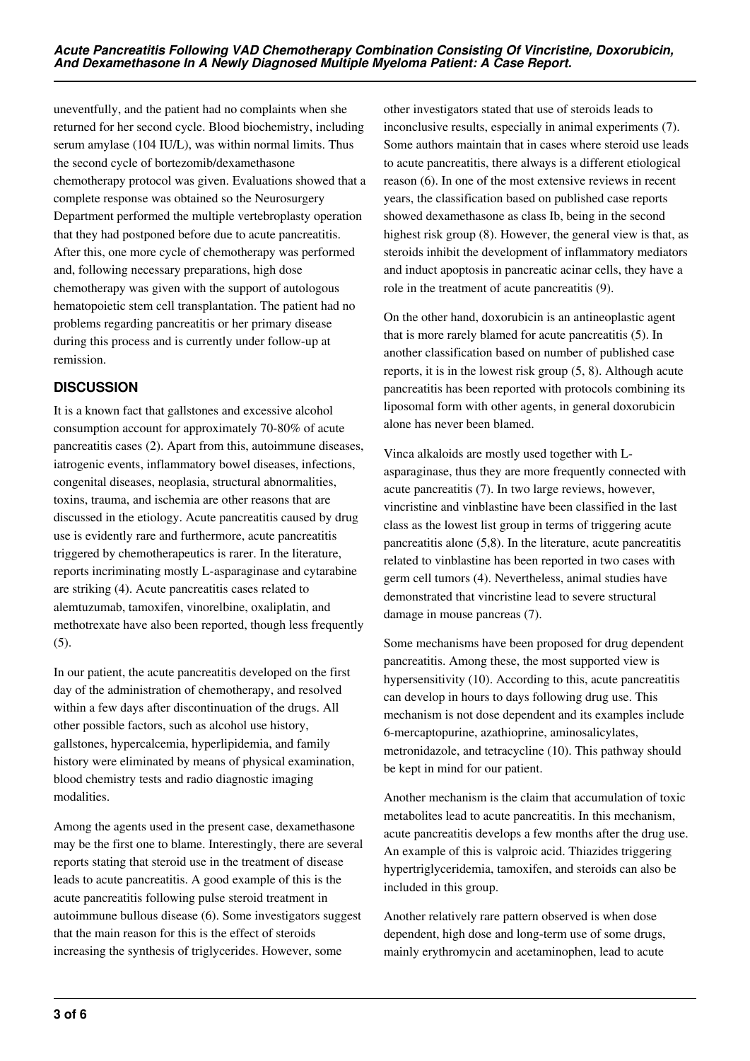uneventfully, and the patient had no complaints when she returned for her second cycle. Blood biochemistry, including serum amylase (104 IU/L), was within normal limits. Thus the second cycle of bortezomib/dexamethasone chemotherapy protocol was given. Evaluations showed that a complete response was obtained so the Neurosurgery Department performed the multiple vertebroplasty operation that they had postponed before due to acute pancreatitis. After this, one more cycle of chemotherapy was performed and, following necessary preparations, high dose chemotherapy was given with the support of autologous hematopoietic stem cell transplantation. The patient had no problems regarding pancreatitis or her primary disease during this process and is currently under follow-up at remission.

## DISCUSSION

It is a known fact that gallstones and excessive alcohol consumption account for approximately 70-80% of acute pancreatitis cases (2). Apart from this, autoimmune diseases, iatrogenic events, inflammatory bowel diseases, infections, congenital diseases, neoplasia, structural abnormalities, toxins, trauma, and ischemia are other reasons that are discussed in the etiology. Acute pancreatitis caused by drug use is evidently rare and furthermore, acute pancreatitis triggered by chemotherapeutics is rarer. In the literature, reports incriminating mostly L-asparaginase and cytarabine are striking (4). Acute pancreatitis cases related to alemtuzumab, tamoxifen, vinorelbine, oxaliplatin, and methotrexate have also been reported, though less frequently (5).

In our patient, the acute pancreatitis developed on the first day of the administration of chemotherapy, and resolved within a few days after discontinuation of the drugs. All other possible factors, such as alcohol use history, gallstones, hypercalcemia, hyperlipidemia, and family history were eliminated by means of physical examination, blood chemistry tests and radio diagnostic imaging modalities.

Among the agents used in the present case, dexamethasone may be the first one to blame. Interestingly, there are several reports stating that steroid use in the treatment of disease leads to acute pancreatitis. A good example of this is the acute pancreatitis following pulse steroid treatment in autoimmune bullous disease (6). Some investigators suggest that the main reason for this is the effect of steroids increasing the synthesis of triglycerides. However, some other investigators stated that use of steroids leads to inconclusive results, especially in animal experiments (7). Some authors maintain that in cases where steroid use leads to acute pancreatitis, there always is a different etiological reason (6). In one of the most extensive reviews in recent years, the classification based on published case reports showed dexamethasone as class Ib, being in the second highest risk group (8). However, the general view is that, as steroids inhibit the development of inflammatory mediators and induct apoptosis in pancreatic acinar cells, they have a role in the treatment of acute pancreatitis (9).

On the other hand, doxorubicin is an antineoplastic agent that is more rarely blamed for acute pancreatitis (5). In another classification based on number of published case reports, it is in the lowest risk group (5, 8). Although acute pancreatitis has been reported with protocols combining its liposomal form with other agents, in general doxorubicin alone has never been blamed.

Vinca alkaloids are mostly used together with L-asparaginase, thus they are more frequently connected with acute pancreatitis (7). In two large reviews, however, vincristine and vinblastine have been classified in the last class as the lowest list group in terms of triggering acute pancreatitis alone (5,8). In the literature, acute pancreatitis related to vinblastine has been reported in two cases with germ cell tumors (4). Nevertheless, animal studies have demonstrated that vincristine lead to severe structural damage in mouse pancreas (7).

Some mechanisms have been proposed for drug dependent pancreatitis. Among these, the most supported view is hypersensitivity (10). According to this, acute pancreatitis can develop in hours to days following drug use. This mechanism is not dose dependent and its examples include 6-mercaptopurine, azathioprine, aminosalicylates, metronidazole, and tetracycline (10). This pathway should be kept in mind for our patient.

Another mechanism is the claim that accumulation of toxic metabolites lead to acute pancreatitis. In this mechanism, acute pancreatitis develops a few months after the drug use. An example of this is valproic acid. Thiazides triggering hypertriglyceridemia, tamoxifen, and steroids can also be included in this group.

Another relatively rare pattern observed is when dose dependent, high dose and long-term use of some drugs, mainly erythromycin and acetaminophen, lead to acute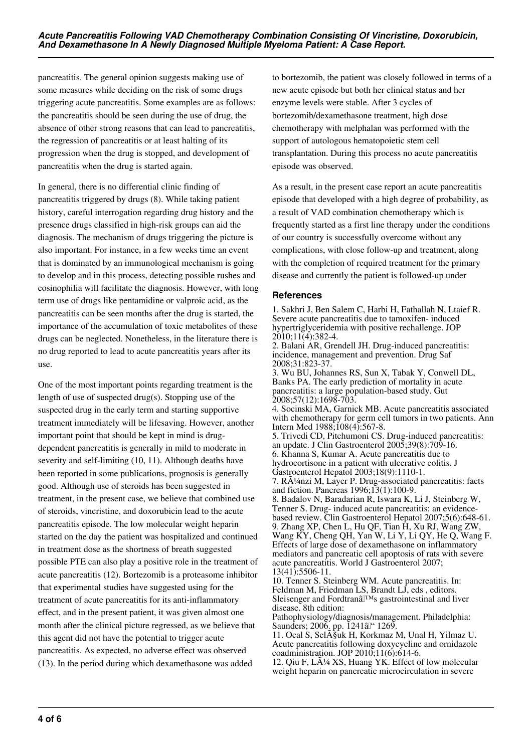pancreatitis. The general opinion suggests making use of some measures while deciding on the risk of some drugs triggering acute pancreatitis. Some examples are as follows: the pancreatitis should be seen during the use of drug, the absence of other strong reasons that can lead to pancreatitis, the regression of pancreatitis or at least halting of its progression when the drug is stopped, and development of pancreatitis when the drug is started again.

In general, there is no differential clinic finding of pancreatitis triggered by drugs (8). While taking patient history, careful interrogation regarding drug history and the presence drugs classified in high-risk groups can aid the diagnosis. The mechanism of drugs triggering the picture is also important. For instance, in a few weeks time an event that is dominated by an immunological mechanism is going to develop and in this process, detecting possible rushes and eosinophilia will facilitate the diagnosis. However, with long term use of drugs like pentamidine or valproic acid, as the pancreatitis can be seen months after the drug is started, the importance of the accumulation of toxic metabolites of these drugs can be neglected. Nonetheless, in the literature there is no drug reported to lead to acute pancreatitis years after its use.

One of the most important points regarding treatment is the length of use of suspected drug(s). Stopping use of the suspected drug in the early term and starting supportive treatment immediately will be lifesaving. However, another important point that should be kept in mind is drug-dependent pancreatitis is generally in mild to moderate in severity and self-limiting (10, 11). Although deaths have been reported in some publications, prognosis is generally good. Although use of steroids has been suggested in treatment, in the present case, we believe that combined use of steroids, vincristine, and doxorubicin lead to the acute pancreatitis episode. The low molecular weight heparin started on the day the patient was hospitalized and continued in treatment dose as the shortness of breath suggested possible PTE can also play a positive role in the treatment of acute pancreatitis (12). Bortezomib is a proteasome inhibitor that experimental studies have suggested using for the treatment of acute pancreatitis for its anti-inflammatory effect, and in the present patient, it was given almost one month after the clinical picture regressed, as we believe that this agent did not have the potential to trigger acute pancreatitis. As expected, no adverse effect was observed (13). In the period during which dexamethasone was added to bortezomib, the patient was closely followed in terms of a new acute episode but both her clinical status and her enzyme levels were stable. After 3 cycles of bortezomib/dexamethasone treatment, high dose chemotherapy with melphalan was performed with the support of autologous hematopoietic stem cell transplantation. During this process no acute pancreatitis episode was observed.

As a result, in the present case report an acute pancreatitis episode that developed with a high degree of probability, as a result of VAD combination chemotherapy which is frequently started as a first line therapy under the conditions of our country is successfully overcome without any complications, with close follow-up and treatment, along with the completion of required treatment for the primary disease and currently the patient is followed-up under

## References

1. Sakhri J, Ben Salem C, Harbi H, Fathallah N, Ltaief R. Severe acute pancreatitis due to tamoxifen- induced hypertriglyceridemia with positive rechallenge. JOP 2010;11(4):382-4.
2. Balani AR, Grendell JH. Drug-induced pancreatitis: incidence, management and prevention. Drug Saf 2008;31:823-37.
3. Wu BU, Johannes RS, Sun X, Tabak Y, Conwell DL, Banks PA. The early prediction of mortality in acute pancreatitis: a large population-based study. Gut 2008;57(12):1698-703.
4. Socinski MA, Garnick MB. Acute pancreatitis associated with chemotherapy for germ cell tumors in two patients. Ann Intern Med 1988;108(4):567-8.
5. Trivedi CD, Pitchumoni CS. Drug-induced pancreatitis: an update. J Clin Gastroenterol 2005;39(8):709-16.
6. Khanna S, Kumar A. Acute pancreatitis due to hydrocortisone in a patient with ulcerative colitis. J Gastroenterol Hepatol 2003;18(9):1110-1.
7. RÃ¼nzi M, Layer P. Drug-associated pancreatitis: facts and fiction. Pancreas 1996;13(1):100-9.
8. Badalov N, Baradarian R, Iswara K, Li J, Steinberg W, Tenner S. Drug- induced acute pancreatitis: an evidence-based review. Clin Gastroenterol Hepatol 2007;5(6):648-61.
9. Zhang XP, Chen L, Hu QF, Tian H, Xu RJ, Wang ZW, Wang KY, Cheng QH, Yan W, Li Y, Li QY, He Q, Wang F. Effects of large dose of dexamethasone on inflammatory mediators and pancreatic cell apoptosis of rats with severe acute pancreatitis. World J Gastroenterol 2007; 13(41):5506-11.
10. Tenner S. Steinberg WM. Acute pancreatitis. In: Feldman M, Friedman LS, Brandt LJ, eds , editors. Sleisenger and Fordtranâ€™s gastrointestinal and liver disease. 8th edition: Pathophysiology/diagnosis/management. Philadelphia: Saunders; 2006. pp. 1241â€“ 1269.
11. Ocal S, SelÃ§uk H, Korkmaz M, Unal H, Yilmaz U. Acute pancreatitis following doxycycline and ornidazole coadministration. JOP 2010;11(6):614-6.
12. Qiu F, LÃ¼ XS, Huang YK. Effect of low molecular weight heparin on pancreatic microcirculation in severe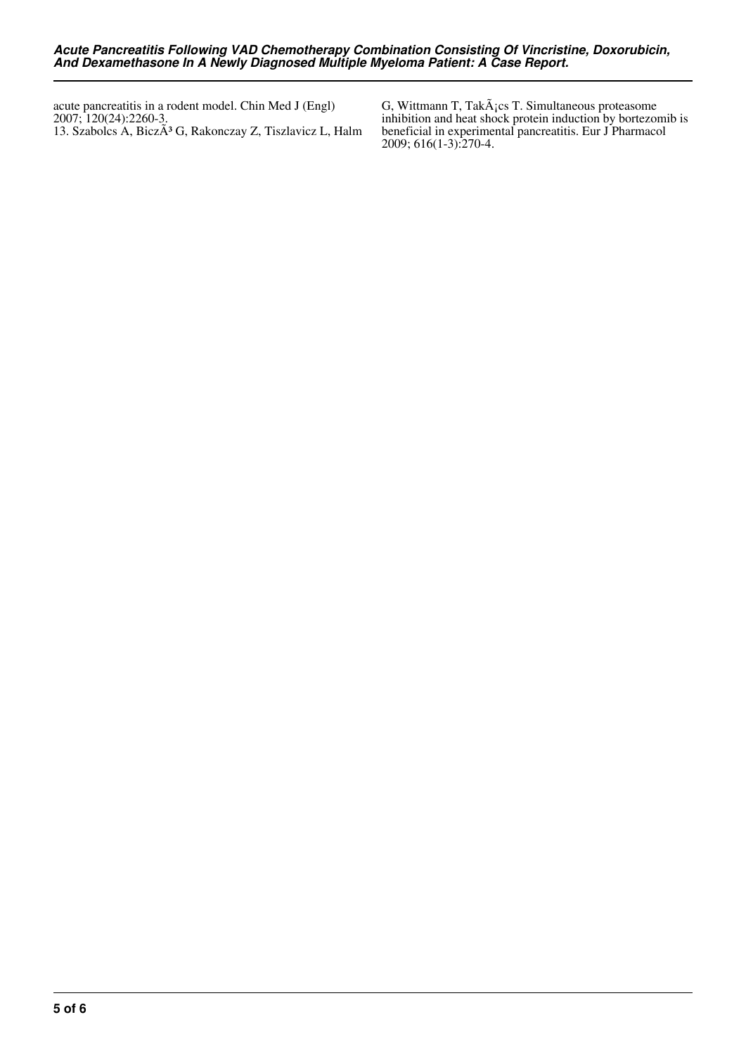acute pancreatitis in a rodent model. Chin Med J (Engl) 2007; 120(24):2260-3.

13. Szabolcs A, BiczÃ³ G, Rakonczay Z, Tiszlavicz L, Halm G, Wittmann T, TakÃ¡cs T. Simultaneous proteasome inhibition and heat shock protein induction by bortezomib is beneficial in experimental pancreatitis. Eur J Pharmacol 2009; 616(1-3):270-4.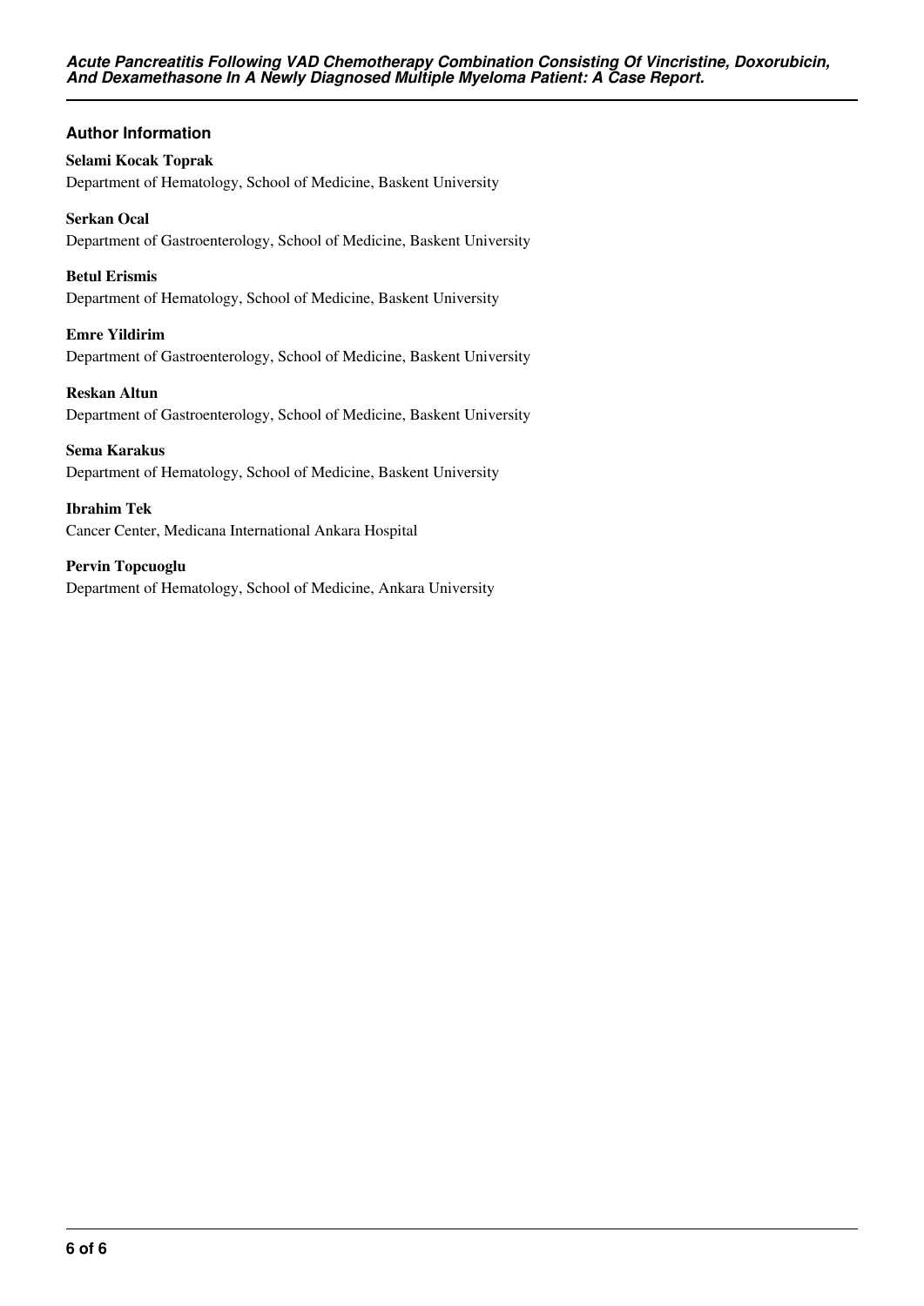## Author Information

**Selami Kocak Toprak**
Department of Hematology, School of Medicine, Baskent University

**Serkan Ocal**
Department of Gastroenterology, School of Medicine, Baskent University

**Betul Erismis**
Department of Hematology, School of Medicine, Baskent University

**Emre Yildirim**
Department of Gastroenterology, School of Medicine, Baskent University

**Reskan Altun**
Department of Gastroenterology, School of Medicine, Baskent University

**Sema Karakus**
Department of Hematology, School of Medicine, Baskent University

**Ibrahim Tek**
Cancer Center, Medicana International Ankara Hospital

**Pervin Topcuoglu**
Department of Hematology, School of Medicine, Ankara University